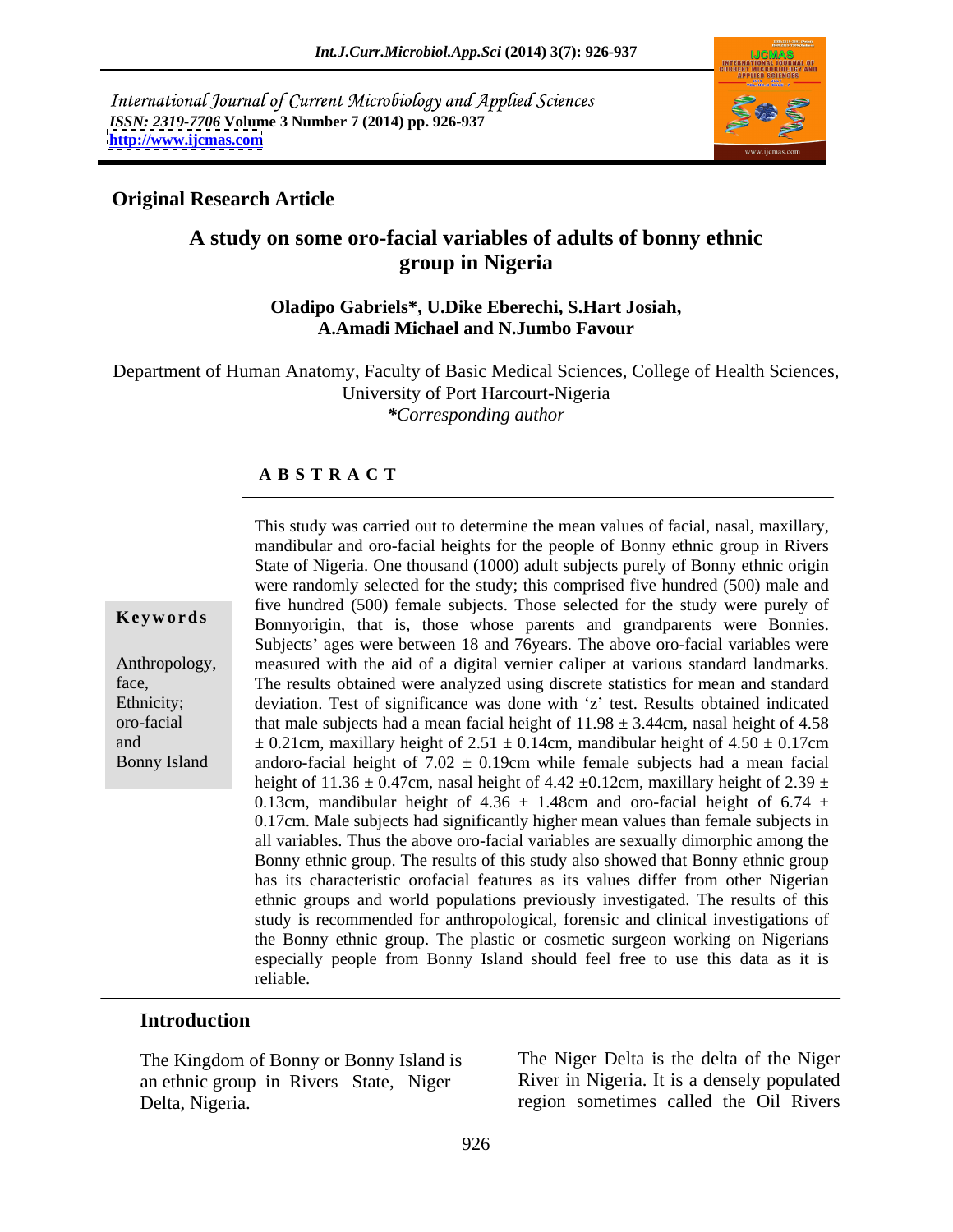International Journal of Current Microbiology and Applied Sciences
*ISSN: 2319-7706* **Volume 3 Number 7 (2014) pp. 926-937**
**http://www.ijcmas.com**

**Original Research Article**

# A study on some oro-facial variables of adults of bonny ethnic group in Nigeria

**Oladipo Gabriels\*, U.Dike Eberechi, S.Hart Josiah, A.Amadi Michael and N.Jumbo Favour**

Department of Human Anatomy, Faculty of Basic Medical Sciences, College of Health Sciences, University of Port Harcourt-Nigeria
*\*Corresponding author*

## ABSTRACT

**Keywords**

Anthropology, face, Ethnicity; oro-facial and Bonny Island

This study was carried out to determine the mean values of facial, nasal, maxillary, mandibular and oro-facial heights for the people of Bonny ethnic group in Rivers State of Nigeria. One thousand (1000) adult subjects purely of Bonny ethnic origin were randomly selected for the study; this comprised five hundred (500) male and five hundred (500) female subjects. Those selected for the study were purely of Bonnyorigin, that is, those whose parents and grandparents were Bonnies. Subjects' ages were between 18 and 76years. The above oro-facial variables were measured with the aid of a digital vernier caliper at various standard landmarks. The results obtained were analyzed using discrete statistics for mean and standard deviation. Test of significance was done with 'z' test. Results obtained indicated that male subjects had a mean facial height of $11.98 \pm 3.44$cm, nasal height of $4.58 \pm 0.21$cm, maxillary height of $2.51 \pm 0.14$cm, mandibular height of $4.50 \pm 0.17$cm andoro-facial height of $7.02 \pm 0.19$cm while female subjects had a mean facial height of $11.36 \pm 0.47$cm, nasal height of $4.42 \pm 0.12$cm, maxillary height of $2.39 \pm 0.13$cm, mandibular height of $4.36 \pm 1.48$cm and oro-facial height of $6.74 \pm 0.17$cm. Male subjects had significantly higher mean values than female subjects in all variables. Thus the above oro-facial variables are sexually dimorphic among the Bonny ethnic group. The results of this study also showed that Bonny ethnic group has its characteristic orofacial features as its values differ from other Nigerian ethnic groups and world populations previously investigated. The results of this study is recommended for anthropological, forensic and clinical investigations of the Bonny ethnic group. The plastic or cosmetic surgeon working on Nigerians especially people from Bonny Island should feel free to use this data as it is reliable.

## Introduction

The Kingdom of Bonny or Bonny Island is an ethnic group in Rivers State, Niger Delta, Nigeria.

The Niger Delta is the delta of the Niger River in Nigeria. It is a densely populated region sometimes called the Oil Rivers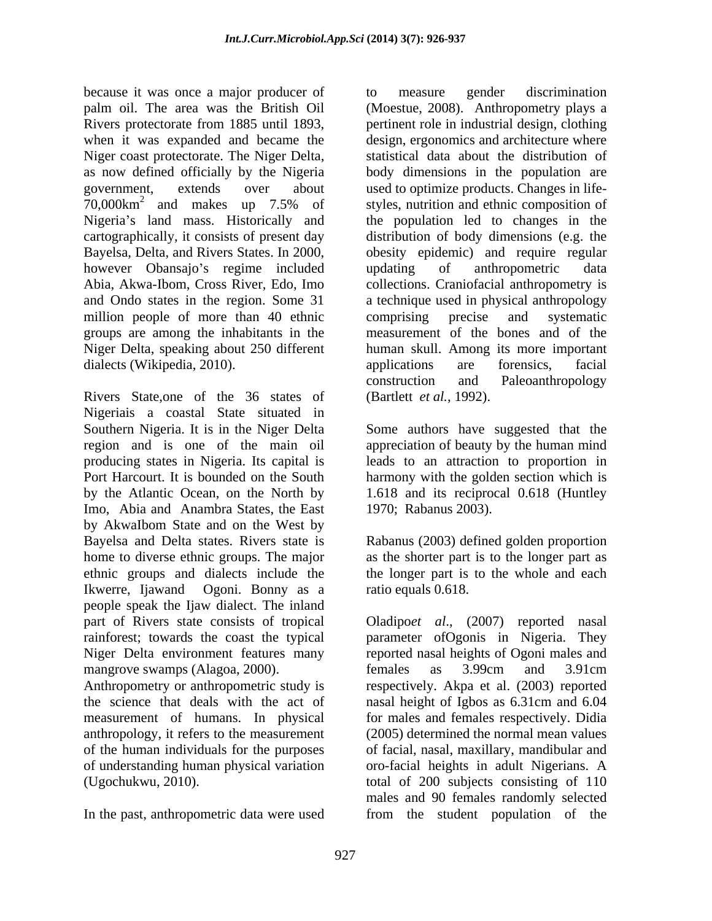because it was once a major producer of palm oil. The area was the British Oil Rivers protectorate from 1885 until 1893, when it was expanded and became the Niger coast protectorate. The Niger Delta, as now defined officially by the Nigeria government, extends over about 70,000km$^2$ and makes up 7.5% of Nigeria's land mass. Historically and cartographically, it consists of present day Bayelsa, Delta, and Rivers States. In 2000, however Obansajo's regime included Abia, Akwa-Ibom, Cross River, Edo, Imo and Ondo states in the region. Some 31 million people of more than 40 ethnic groups are among the inhabitants in the Niger Delta, speaking about 250 different dialects (Wikipedia, 2010).

Rivers State,one of the 36 states of Nigeriais a coastal State situated in Southern Nigeria. It is in the Niger Delta region and is one of the main oil producing states in Nigeria. Its capital is Port Harcourt. It is bounded on the South by the Atlantic Ocean, on the North by Imo, Abia and Anambra States, the East by AkwaIbom State and on the West by Bayelsa and Delta states. Rivers state is home to diverse ethnic groups. The major ethnic groups and dialects include the Ikwerre, Ijawand Ogoni. Bonny as a people speak the Ijaw dialect. The inland part of Rivers state consists of tropical rainforest; towards the coast the typical Niger Delta environment features many mangrove swamps (Alagoa, 2000).

Anthropometry or anthropometric study is the science that deals with the act of measurement of humans. In physical anthropology, it refers to the measurement of the human individuals for the purposes of understanding human physical variation (Ugochukwu, 2010).

In the past, anthropometric data were used to measure gender discrimination (Moestue, 2008). Anthropometry plays a pertinent role in industrial design, clothing design, ergonomics and architecture where statistical data about the distribution of body dimensions in the population are used to optimize products. Changes in life-styles, nutrition and ethnic composition of the population led to changes in the distribution of body dimensions (e.g. the obesity epidemic) and require regular updating of anthropometric data collections. Craniofacial anthropometry is a technique used in physical anthropology comprising precise and systematic measurement of the bones and of the human skull. Among its more important applications are forensics, facial construction and Paleoanthropology (Bartlett *et al.*, 1992).

Some authors have suggested that the appreciation of beauty by the human mind leads to an attraction to proportion in harmony with the golden section which is 1.618 and its reciprocal 0.618 (Huntley 1970; Rabanus 2003).

Rabanus (2003) defined golden proportion as the shorter part is to the longer part as the longer part is to the whole and each ratio equals 0.618.

Oladipo*et al*., (2007) reported nasal parameter ofOgonis in Nigeria. They reported nasal heights of Ogoni males and females as 3.99cm and 3.91cm respectively. Akpa et al. (2003) reported nasal height of Igbos as 6.31cm and 6.04 for males and females respectively. Didia (2005) determined the normal mean values of facial, nasal, maxillary, mandibular and oro-facial heights in adult Nigerians. A total of 200 subjects consisting of 110 males and 90 females randomly selected from the student population of the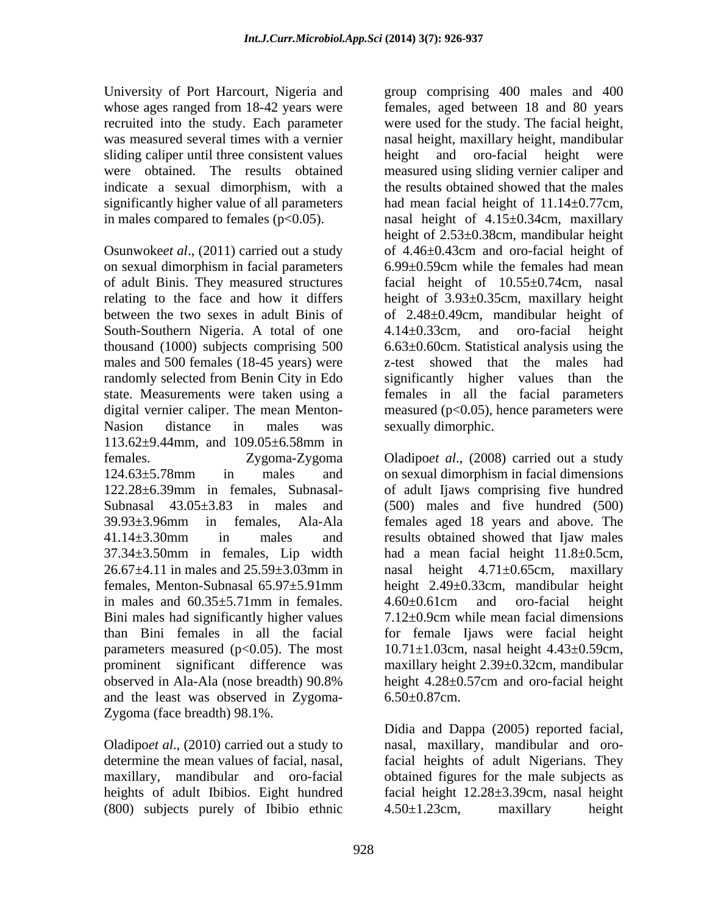University of Port Harcourt, Nigeria and whose ages ranged from 18-42 years were recruited into the study. Each parameter was measured several times with a vernier sliding caliper until three consistent values were obtained. The results obtained indicate a sexual dimorphism, with a significantly higher value of all parameters in males compared to females ($p<0.05$).

Osunwoke*et al*., (2011) carried out a study on sexual dimorphism in facial parameters of adult Binis. They measured structures relating to the face and how it differs between the two sexes in adult Binis of South-Southern Nigeria. A total of one thousand (1000) subjects comprising 500 males and 500 females (18-45 years) were randomly selected from Benin City in Edo state. Measurements were taken using a digital vernier caliper. The mean Menton-Nasion distance in males was 113.62±9.44mm, and 109.05±6.58mm in females. Zygoma-Zygoma 124.63±5.78mm in males and 122.28±6.39mm in females, Subnasal-Subnasal 43.05±3.83 in males and 39.93±3.96mm in females, Ala-Ala 41.14±3.30mm in males and 37.34±3.50mm in females, Lip width 26.67±4.11 in males and 25.59±3.03mm in females, Menton-Subnasal 65.97±5.91mm in males and 60.35±5.71mm in females. Bini males had significantly higher values than Bini females in all the facial parameters measured ($p<0.05$). The most prominent significant difference was observed in Ala-Ala (nose breadth) 90.8% and the least was observed in Zygoma-Zygoma (face breadth) 98.1%.

Oladipo*et al*., (2010) carried out a study to determine the mean values of facial, nasal, maxillary, mandibular and oro-facial heights of adult Ibibios. Eight hundred (800) subjects purely of Ibibio ethnic group comprising 400 males and 400 females, aged between 18 and 80 years were used for the study. The facial height, nasal height, maxillary height, mandibular height and oro-facial height were measured using sliding vernier caliper and the results obtained showed that the males had mean facial height of 11.14±0.77cm, nasal height of 4.15±0.34cm, maxillary height of 2.53±0.38cm, mandibular height of 4.46±0.43cm and oro-facial height of 6.99±0.59cm while the females had mean facial height of 10.55±0.74cm, nasal height of 3.93±0.35cm, maxillary height of 2.48±0.49cm, mandibular height of 4.14±0.33cm, and oro-facial height 6.63±0.60cm. Statistical analysis using the z-test showed that the males had significantly higher values than the females in all the facial parameters measured ($p<0.05$), hence parameters were sexually dimorphic.

Oladipo*et al*., (2008) carried out a study on sexual dimorphism in facial dimensions of adult Ijaws comprising five hundred (500) males and five hundred (500) females aged 18 years and above. The results obtained showed that Ijaw males had a mean facial height 11.8±0.5cm, nasal height 4.71±0.65cm, maxillary height 2.49±0.33cm, mandibular height 4.60±0.61cm and oro-facial height 7.12±0.9cm while mean facial dimensions for female Ijaws were facial height 10.71±1.03cm, nasal height 4.43±0.59cm, maxillary height 2.39±0.32cm, mandibular height 4.28±0.57cm and oro-facial height 6.50±0.87cm.

Didia and Dappa (2005) reported facial, nasal, maxillary, mandibular and oro-facial heights of adult Nigerians. They obtained figures for the male subjects as facial height 12.28±3.39cm, nasal height 4.50±1.23cm, maxillary height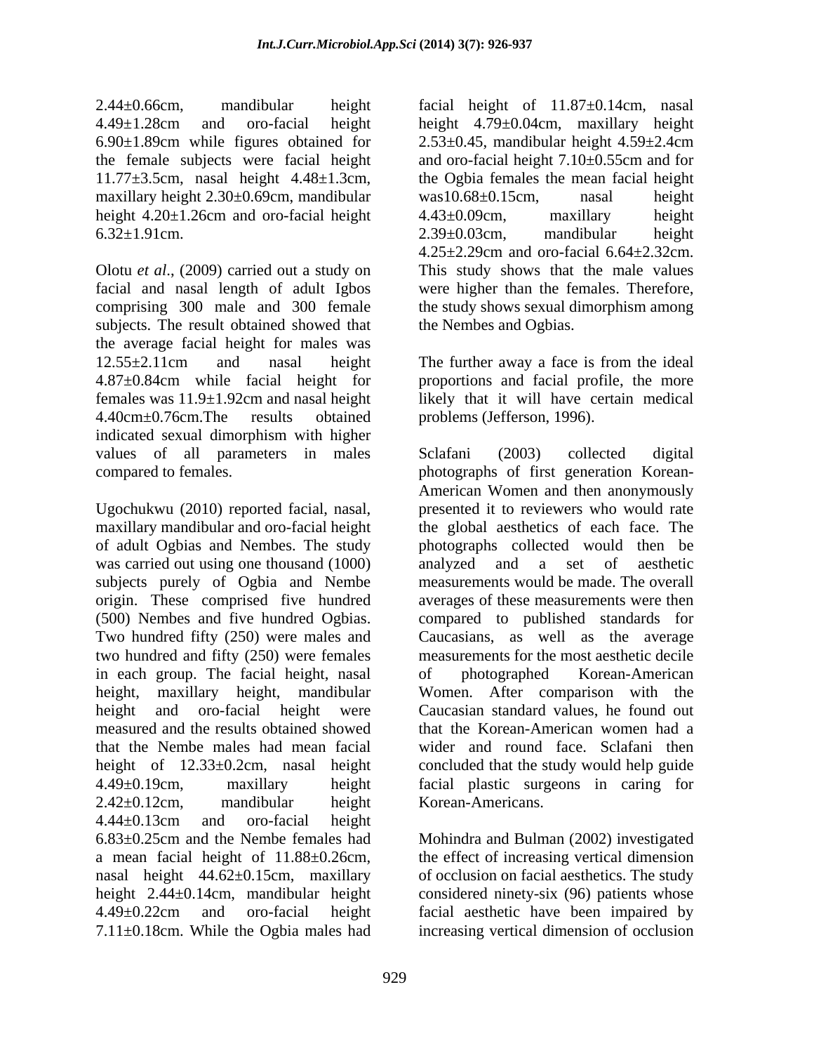2.44±0.66cm, mandibular height 4.49±1.28cm and oro-facial height 6.90±1.89cm while figures obtained for the female subjects were facial height 11.77±3.5cm, nasal height 4.48±1.3cm, maxillary height 2.30±0.69cm, mandibular height 4.20±1.26cm and oro-facial height 6.32±1.91cm.

Olotu *et al*., (2009) carried out a study on facial and nasal length of adult Igbos comprising 300 male and 300 female subjects. The result obtained showed that the average facial height for males was 12.55±2.11cm and nasal height 4.87±0.84cm while facial height for females was 11.9±1.92cm and nasal height 4.40cm±0.76cm.The results obtained indicated sexual dimorphism with higher values of all parameters in males compared to females.

Ugochukwu (2010) reported facial, nasal, maxillary mandibular and oro-facial height of adult Ogbias and Nembes. The study was carried out using one thousand (1000) subjects purely of Ogbia and Nembe origin. These comprised five hundred (500) Nembes and five hundred Ogbias. Two hundred fifty (250) were males and two hundred and fifty (250) were females in each group. The facial height, nasal height, maxillary height, mandibular height and oro-facial height were measured and the results obtained showed that the Nembe males had mean facial height of 12.33±0.2cm, nasal height 4.49±0.19cm, maxillary height 2.42±0.12cm, mandibular height 4.44±0.13cm and oro-facial height 6.83±0.25cm and the Nembe females had a mean facial height of 11.88±0.26cm, nasal height 44.62±0.15cm, maxillary height 2.44±0.14cm, mandibular height 4.49±0.22cm and oro-facial height 7.11±0.18cm. While the Ogbia males had facial height of 11.87±0.14cm, nasal height 4.79±0.04cm, maxillary height 2.53±0.45, mandibular height 4.59±2.4cm and oro-facial height 7.10±0.55cm and for the Ogbia females the mean facial height was10.68±0.15cm, nasal height 4.43±0.09cm, maxillary height 2.39±0.03cm, mandibular height 4.25±2.29cm and oro-facial 6.64±2.32cm. This study shows that the male values were higher than the females. Therefore, the study shows sexual dimorphism among the Nembes and Ogbias.

The further away a face is from the ideal proportions and facial profile, the more likely that it will have certain medical problems (Jefferson, 1996).

Sclafani (2003) collected digital photographs of first generation Korean-American Women and then anonymously presented it to reviewers who would rate the global aesthetics of each face. The photographs collected would then be analyzed and a set of aesthetic measurements would be made. The overall averages of these measurements were then compared to published standards for Caucasians, as well as the average measurements for the most aesthetic decile of photographed Korean-American Women. After comparison with the Caucasian standard values, he found out that the Korean-American women had a wider and round face. Sclafani then concluded that the study would help guide facial plastic surgeons in caring for Korean-Americans.

Mohindra and Bulman (2002) investigated the effect of increasing vertical dimension of occlusion on facial aesthetics. The study considered ninety-six (96) patients whose facial aesthetic have been impaired by increasing vertical dimension of occlusion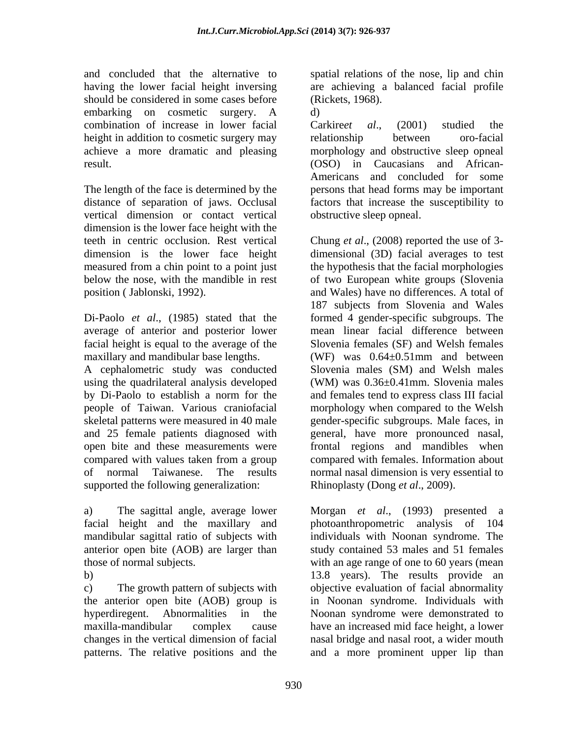and concluded that the alternative to having the lower facial height inversing should be considered in some cases before embarking on cosmetic surgery. A combination of increase in lower facial height in addition to cosmetic surgery may achieve a more dramatic and pleasing result.

The length of the face is determined by the distance of separation of jaws. Occlusal vertical dimension or contact vertical dimension is the lower face height with the teeth in centric occlusion. Rest vertical dimension is the lower face height measured from a chin point to a point just below the nose, with the mandible in rest position ( Jablonski, 1992).

Di-Paolo *et al*., (1985) stated that the average of anterior and posterior lower facial height is equal to the average of the maxillary and mandibular base lengths.
A cephalometric study was conducted using the quadrilateral analysis developed by Di-Paolo to establish a norm for the people of Taiwan. Various craniofacial skeletal patterns were measured in 40 male and 25 female patients diagnosed with open bite and these measurements were compared with values taken from a group of normal Taiwanese. The results supported the following generalization:

a) The sagittal angle, average lower facial height and the maxillary and mandibular sagittal ratio of subjects with anterior open bite (AOB) are larger than those of normal subjects.
b)
c) The growth pattern of subjects with the anterior open bite (AOB) group is hyperdiregent. Abnormalities in the maxilla-mandibular complex cause changes in the vertical dimension of facial patterns. The relative positions and the spatial relations of the nose, lip and chin are achieving a balanced facial profile (Rickets, 1968).
d)

Carkire*et al*., (2001) studied the relationship between oro-facial morphology and obstructive sleep opneal (OSO) in Caucasians and African-Americans and concluded for some persons that head forms may be important factors that increase the susceptibility to obstructive sleep opneal.

Chung *et al*., (2008) reported the use of 3-dimensional (3D) facial averages to test the hypothesis that the facial morphologies of two European white groups (Slovenia and Wales) have no differences. A total of 187 subjects from Slovenia and Wales formed 4 gender-specific subgroups. The mean linear facial difference between Slovenia females (SF) and Welsh females (WF) was $0.64\pm0.51$mm and between Slovenia males (SM) and Welsh males (WM) was $0.36\pm0.41$mm. Slovenia males and females tend to express class III facial morphology when compared to the Welsh gender-specific subgroups. Male faces, in general, have more pronounced nasal, frontal regions and mandibles when compared with females. Information about normal nasal dimension is very essential to Rhinoplasty (Dong *et al*., 2009).

Morgan *et al*., (1993) presented a photoanthropometric analysis of 104 individuals with Noonan syndrome. The study contained 53 males and 51 females with an age range of one to 60 years (mean 13.8 years). The results provide an objective evaluation of facial abnormality in Noonan syndrome. Individuals with Noonan syndrome were demonstrated to have an increased mid face height, a lower nasal bridge and nasal root, a wider mouth and a more prominent upper lip than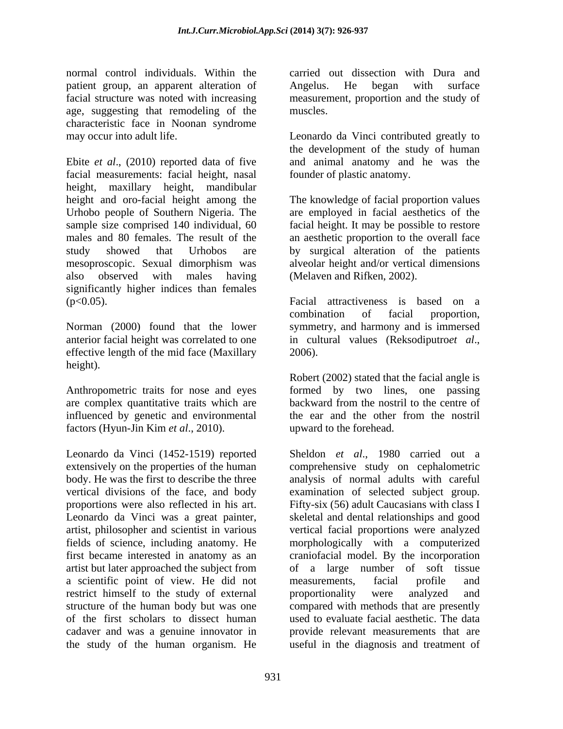normal control individuals. Within the patient group, an apparent alteration of facial structure was noted with increasing age, suggesting that remodeling of the characteristic face in Noonan syndrome may occur into adult life.

Ebite *et al*., (2010) reported data of five facial measurements: facial height, nasal height, maxillary height, mandibular height and oro-facial height among the Urhobo people of Southern Nigeria. The sample size comprised 140 individual, 60 males and 80 females. The result of the study showed that Urhobos are mesoproscopic. Sexual dimorphism was also observed with males having significantly higher indices than females ($p<0.05$).

Norman (2000) found that the lower anterior facial height was correlated to one effective length of the mid face (Maxillary height).

Anthropometric traits for nose and eyes are complex quantitative traits which are influenced by genetic and environmental factors (Hyun-Jin Kim *et al*., 2010).

Leonardo da Vinci (1452-1519) reported extensively on the properties of the human body. He was the first to describe the three vertical divisions of the face, and body proportions were also reflected in his art. Leonardo da Vinci was a great painter, artist, philosopher and scientist in various fields of science, including anatomy. He first became interested in anatomy as an artist but later approached the subject from a scientific point of view. He did not restrict himself to the study of external structure of the human body but was one of the first scholars to dissect human cadaver and was a genuine innovator in the study of the human organism. He carried out dissection with Dura and Angelus. He began with surface measurement, proportion and the study of muscles.

Leonardo da Vinci contributed greatly to the development of the study of human and animal anatomy and he was the founder of plastic anatomy.

The knowledge of facial proportion values are employed in facial aesthetics of the facial height. It may be possible to restore an aesthetic proportion to the overall face by surgical alteration of the patients alveolar height and/or vertical dimensions (Melaven and Rifken, 2002).

Facial attractiveness is based on a combination of facial proportion, symmetry, and harmony and is immersed in cultural values (Reksodiputro*et al*., 2006).

Robert (2002) stated that the facial angle is formed by two lines, one passing backward from the nostril to the centre of the ear and the other from the nostril upward to the forehead.

Sheldon *et al*., 1980 carried out a comprehensive study on cephalometric analysis of normal adults with careful examination of selected subject group. Fifty-six (56) adult Caucasians with class I skeletal and dental relationships and good vertical facial proportions were analyzed morphologically with a computerized craniofacial model. By the incorporation of a large number of soft tissue measurements, facial profile and proportionality were analyzed and compared with methods that are presently used to evaluate facial aesthetic. The data provide relevant measurements that are useful in the diagnosis and treatment of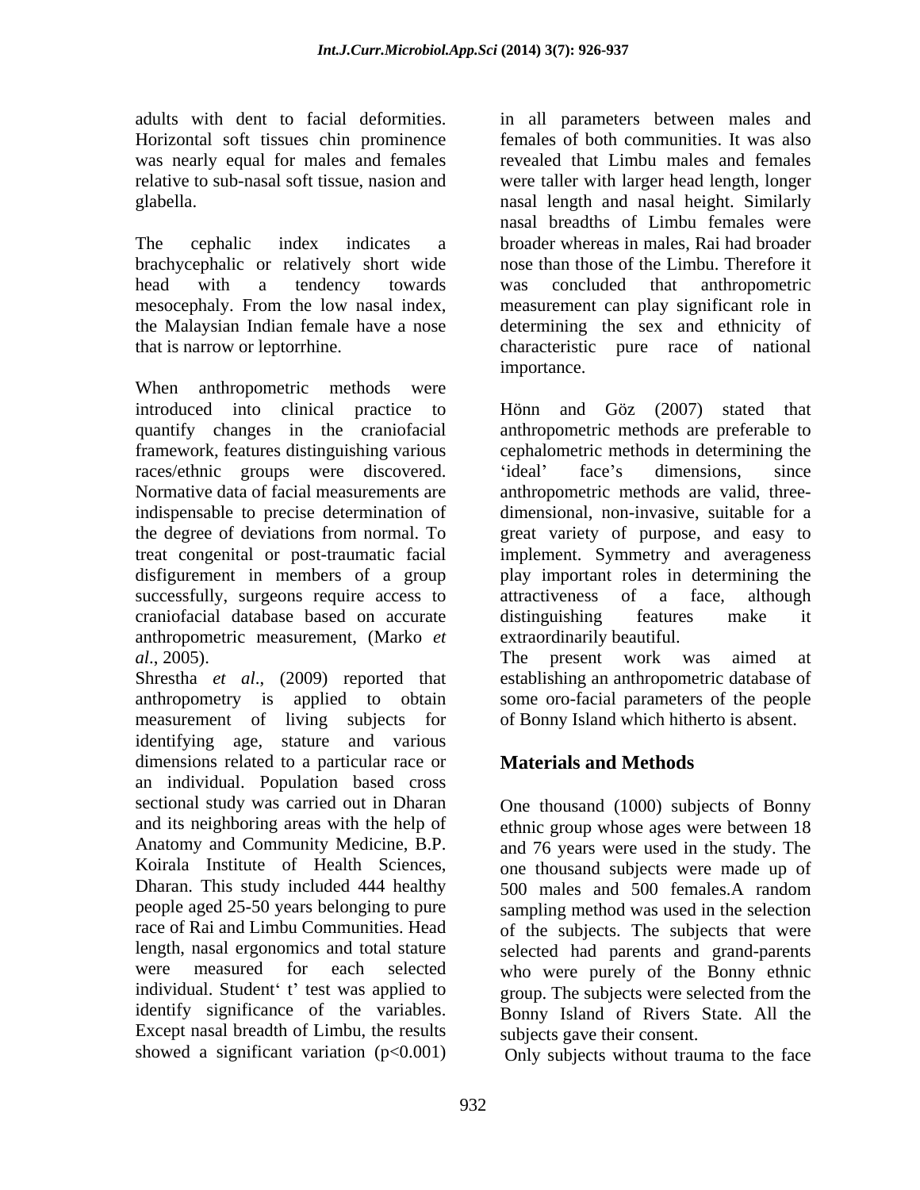adults with dent to facial deformities. Horizontal soft tissues chin prominence was nearly equal for males and females relative to sub-nasal soft tissue, nasion and glabella.

The cephalic index indicates a brachycephalic or relatively short wide head with a tendency towards mesocephaly. From the low nasal index, the Malaysian Indian female have a nose that is narrow or leptorrhine.

When anthropometric methods were introduced into clinical practice to quantify changes in the craniofacial framework, features distinguishing various races/ethnic groups were discovered. Normative data of facial measurements are indispensable to precise determination of the degree of deviations from normal. To treat congenital or post-traumatic facial disfigurement in members of a group successfully, surgeons require access to craniofacial database based on accurate anthropometric measurement, (Marko *et al*., 2005).

Shrestha *et al*., (2009) reported that anthropometry is applied to obtain measurement of living subjects for identifying age, stature and various dimensions related to a particular race or an individual. Population based cross sectional study was carried out in Dharan and its neighboring areas with the help of Anatomy and Community Medicine, B.P. Koirala Institute of Health Sciences, Dharan. This study included 444 healthy people aged 25-50 years belonging to pure race of Rai and Limbu Communities. Head length, nasal ergonomics and total stature were measured for each selected individual. Student' t' test was applied to identify significance of the variables. Except nasal breadth of Limbu, the results showed a significant variation ($p<0.001$) in all parameters between males and females of both communities. It was also revealed that Limbu males and females were taller with larger head length, longer nasal length and nasal height. Similarly nasal breadths of Limbu females were broader whereas in males, Rai had broader nose than those of the Limbu. Therefore it was concluded that anthropometric measurement can play significant role in determining the sex and ethnicity of characteristic pure race of national importance.

Hönn and Göz (2007) stated that anthropometric methods are preferable to cephalometric methods in determining the 'ideal' face's dimensions, since anthropometric methods are valid, three-dimensional, non-invasive, suitable for a great variety of purpose, and easy to implement. Symmetry and averageness play important roles in determining the attractiveness of a face, although distinguishing features make it extraordinarily beautiful.

The present work was aimed at establishing an anthropometric database of some oro-facial parameters of the people of Bonny Island which hitherto is absent.

## Materials and Methods

One thousand (1000) subjects of Bonny ethnic group whose ages were between 18 and 76 years were used in the study. The one thousand subjects were made up of 500 males and 500 females.A random sampling method was used in the selection of the subjects. The subjects that were selected had parents and grand-parents who were purely of the Bonny ethnic group. The subjects were selected from the Bonny Island of Rivers State. All the subjects gave their consent.

Only subjects without trauma to the face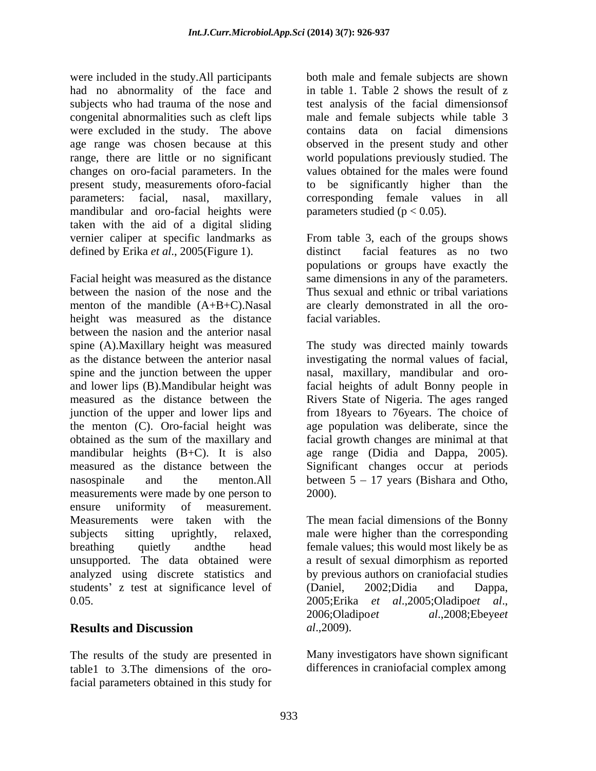were included in the study.All participants had no abnormality of the face and subjects who had trauma of the nose and congenital abnormalities such as cleft lips were excluded in the study. The above age range was chosen because at this range, there are little or no significant changes on oro-facial parameters. In the present study, measurements oforo-facial parameters: facial, nasal, maxillary, mandibular and oro-facial heights were taken with the aid of a digital sliding vernier caliper at specific landmarks as defined by Erika *et al*., 2005(Figure 1).

Facial height was measured as the distance between the nasion of the nose and the menton of the mandible (A+B+C).Nasal height was measured as the distance between the nasion and the anterior nasal spine (A).Maxillary height was measured as the distance between the anterior nasal spine and the junction between the upper and lower lips (B).Mandibular height was measured as the distance between the junction of the upper and lower lips and the menton (C). Oro-facial height was obtained as the sum of the maxillary and mandibular heights (B+C). It is also measured as the distance between the nasospinale and the menton.All measurements were made by one person to ensure uniformity of measurement. Measurements were taken with the subjects sitting uprightly, relaxed, breathing quietly andthe head unsupported. The data obtained were analyzed using discrete statistics and students' z test at significance level of 0.05.

## Results and Discussion

The results of the study are presented in table1 to 3.The dimensions of the oro-facial parameters obtained in this study for both male and female subjects are shown in table 1. Table 2 shows the result of z test analysis of the facial dimensionsof male and female subjects while table 3 contains data on facial dimensions observed in the present study and other world populations previously studied. The values obtained for the males were found to be significantly higher than the corresponding female values in all parameters studied ($p < 0.05$).

From table 3, each of the groups shows distinct facial features as no two populations or groups have exactly the same dimensions in any of the parameters. Thus sexual and ethnic or tribal variations are clearly demonstrated in all the oro-facial variables.

The study was directed mainly towards investigating the normal values of facial, nasal, maxillary, mandibular and oro-facial heights of adult Bonny people in Rivers State of Nigeria. The ages ranged from 18years to 76years. The choice of age population was deliberate, since the facial growth changes are minimal at that age range (Didia and Dappa, 2005). Significant changes occur at periods between 5 – 17 years (Bishara and Otho, 2000).

The mean facial dimensions of the Bonny male were higher than the corresponding female values; this would most likely be as a result of sexual dimorphism as reported by previous authors on craniofacial studies (Daniel, 2002;Didia and Dappa, 2005;Erika *et al*.,2005;Oladipo*et al*., 2006;Oladipo*et al*.,2008;Ebeye*et al*.,2009).

Many investigators have shown significant differences in craniofacial complex among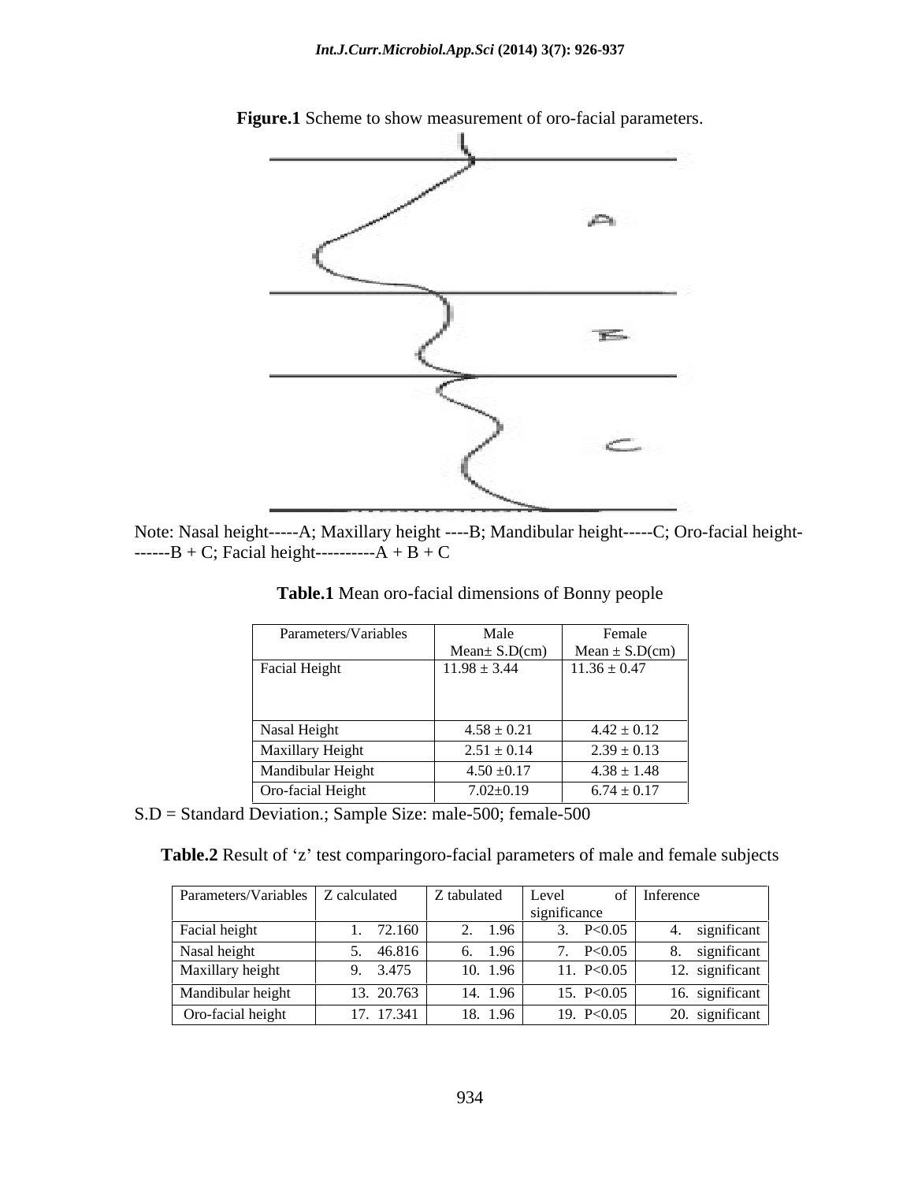**Figure.1** Scheme to show measurement of oro-facial parameters.

Note: Nasal height-----A; Maxillary height ----B; Mandibular height-----C; Oro-facial height------B + C; Facial height----------A + B + C

**Table.1** Mean oro-facial dimensions of Bonny people

| Parameters/Variables | Male Mean± S.D(cm) | Female Mean ± S.D(cm) |
|---|---|---|
| Facial Height | 11.98 ± 3.44 | 11.36 ± 0.47 |
| Nasal Height | 4.58 ± 0.21 | 4.42 ± 0.12 |
| Maxillary Height | 2.51 ± 0.14 | 2.39 ± 0.13 |
| Mandibular Height | 4.50 ±0.17 | 4.38 ± 1.48 |
| Oro-facial Height | 7.02±0.19 | 6.74 ± 0.17 |

S.D = Standard Deviation.; Sample Size: male-500; female-500

**Table.2** Result of 'z' test comparingoro-facial parameters of male and female subjects

| Parameters/Variables | Z calculated | Z tabulated | Level of significance | Inference |
|---|---|---|---|---|
| Facial height | 1. 72.160 | 2. 1.96 | 3. P<0.05 | 4. significant |
| Nasal height | 5. 46.816 | 6. 1.96 | 7. P<0.05 | 8. significant |
| Maxillary height | 9. 3.475 | 10. 1.96 | 11. P<0.05 | 12. significant |
| Mandibular height | 13. 20.763 | 14. 1.96 | 15. P<0.05 | 16. significant |
| Oro-facial height | 17. 17.341 | 18. 1.96 | 19. P<0.05 | 20. significant |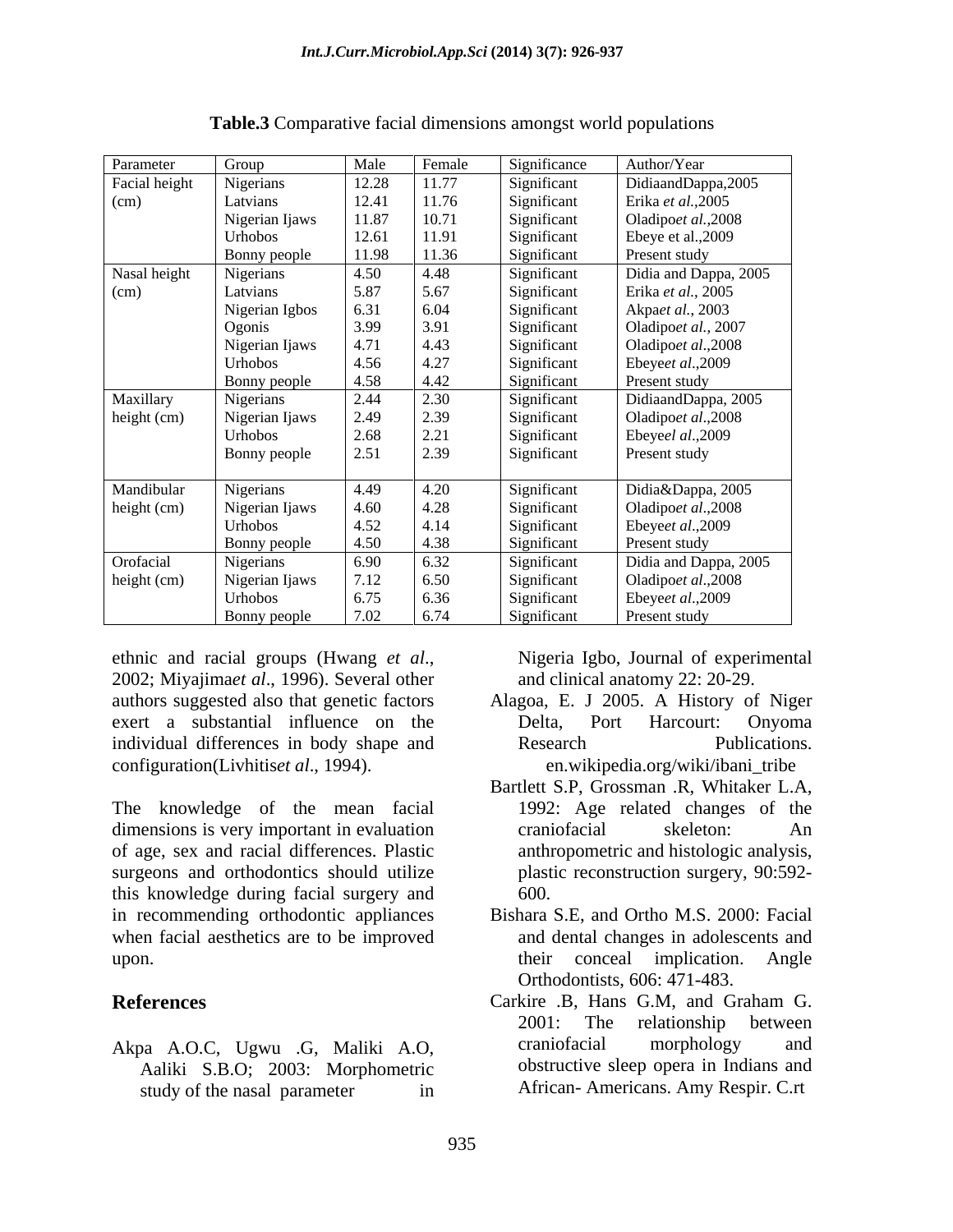**Table.3** Comparative facial dimensions amongst world populations

| Parameter | Group | Male | Female | Significance | Author/Year |
|---|---|---|---|---|---|
| Facial height (cm) | Nigerians | 12.28 | 11.77 | Significant | DidiaandDappa,2005 |
| | Latvians | 12.41 | 11.76 | Significant | Erika *et al.*,2005 |
| | Nigerian Ijaws | 11.87 | 10.71 | Significant | Oladipo*et al.*,2008 |
| | Urhobos | 12.61 | 11.91 | Significant | Ebeye et al.,2009 |
| | Bonny people | 11.98 | 11.36 | Significant | Present study |
| Nasal height (cm) | Nigerians | 4.50 | 4.48 | Significant | Didia and Dappa, 2005 |
| | Latvians | 5.87 | 5.67 | Significant | Erika *et al.*, 2005 |
| | Nigerian Igbos | 6.31 | 6.04 | Significant | Akpa*et al.*, 2003 |
| | Ogonis | 3.99 | 3.91 | Significant | Oladipo*et al.*, 2007 |
| | Nigerian Ijaws | 4.71 | 4.43 | Significant | Oladipo*et al.*,2008 |
| | Urhobos | 4.56 | 4.27 | Significant | Ebeye*et al.*,2009 |
| | Bonny people | 4.58 | 4.42 | Significant | Present study |
| Maxillary height (cm) | Nigerians | 2.44 | 2.30 | Significant | DidiaandDappa, 2005 |
| | Nigerian Ijaws | 2.49 | 2.39 | Significant | Oladipo*et al.*,2008 |
| | Urhobos | 2.68 | 2.21 | Significant | Ebeye*el al.*,2009 |
| | Bonny people | 2.51 | 2.39 | Significant | Present study |
| Mandibular height (cm) | Nigerians | 4.49 | 4.20 | Significant | Didia&Dappa, 2005 |
| | Nigerian Ijaws | 4.60 | 4.28 | Significant | Oladipo*et al.*,2008 |
| | Urhobos | 4.52 | 4.14 | Significant | Ebeye*et al.*,2009 |
| | Bonny people | 4.50 | 4.38 | Significant | Present study |
| Orofacial height (cm) | Nigerians | 6.90 | 6.32 | Significant | Didia and Dappa, 2005 |
| | Nigerian Ijaws | 7.12 | 6.50 | Significant | Oladipo*et al.*,2008 |
| | Urhobos | 6.75 | 6.36 | Significant | Ebeye*et al.*,2009 |
| | Bonny people | 7.02 | 6.74 | Significant | Present study |

ethnic and racial groups (Hwang *et al.*, 2002; Miyajima*et al.*, 1996). Several other authors suggested also that genetic factors exert a substantial influence on the individual differences in body shape and configuration(Livhitis*et al.*, 1994).

The knowledge of the mean facial dimensions is very important in evaluation of age, sex and racial differences. Plastic surgeons and orthodontics should utilize this knowledge during facial surgery and in recommending orthodontic appliances when facial aesthetics are to be improved upon.

## References

Akpa A.O.C, Ugwu .G, Maliki A.O, Aaliki S.B.O; 2003: Morphometric study of the nasal parameter in Nigeria Igbo, Journal of experimental and clinical anatomy 22: 20-29.

Alagoa, E. J 2005. A History of Niger Delta, Port Harcourt: Onyoma Research Publications. en.wikipedia.org/wiki/ibani_tribe

Bartlett S.P, Grossman .R, Whitaker L.A, 1992: Age related changes of the craniofacial skeleton: An anthropometric and histologic analysis, plastic reconstruction surgery, 90:592-600.

Bishara S.E, and Ortho M.S. 2000: Facial and dental changes in adolescents and their conceal implication. Angle Orthodontists, 606: 471-483.

Carkire .B, Hans G.M, and Graham G. 2001: The relationship between craniofacial morphology and obstructive sleep opera in Indians and African- Americans. Amy Respir. C.rt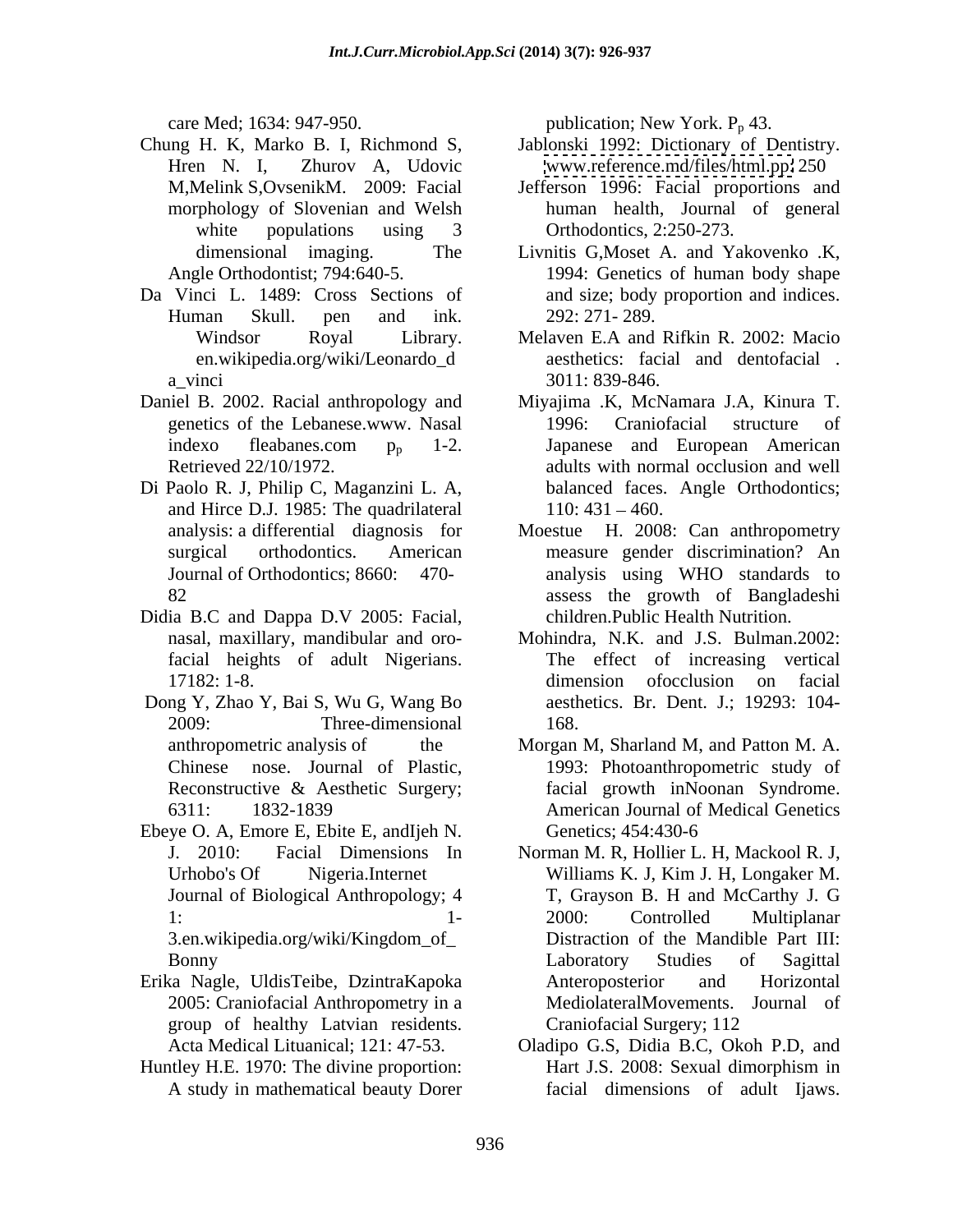care Med; 1634: 947-950.

Chung H. K, Marko B. I, Richmond S, Hren N. I, Zhurov A, Udovic M,Melink S,OvsenikM. 2009: Facial morphology of Slovenian and Welsh white populations using 3 dimensional imaging. The Angle Orthodontist; 794:640-5.

Da Vinci L. 1489: Cross Sections of Human Skull. pen and ink. Windsor Royal Library. en.wikipedia.org/wiki/Leonardo_da_vinci

Daniel B. 2002. Racial anthropology and genetics of the Lebanese.www. Nasal indexo fleabanes.com $p_p$ 1-2. Retrieved 22/10/1972.

Di Paolo R. J, Philip C, Maganzini L. A, and Hirce D.J. 1985: The quadrilateral analysis: a differential diagnosis for surgical orthodontics. American Journal of Orthodontics; 8660: 470-82

Didia B.C and Dappa D.V 2005: Facial, nasal, maxillary, mandibular and oro-facial heights of adult Nigerians. 17182: 1-8.

Dong Y, Zhao Y, Bai S, Wu G, Wang Bo 2009: Three-dimensional anthropometric analysis of the Chinese nose. Journal of Plastic, Reconstructive & Aesthetic Surgery; 6311: 1832-1839

Ebeye O. A, Emore E, Ebite E, andIjeh N. J. 2010: Facial Dimensions In Urhobo's Of Nigeria.Internet Journal of Biological Anthropology; 4 1: 1-3.en.wikipedia.org/wiki/Kingdom_of_Bonny

Erika Nagle, UldisTeibe, DzintraKapoka 2005: Craniofacial Anthropometry in a group of healthy Latvian residents. Acta Medical Lituanical; 121: 47-53.

Huntley H.E. 1970: The divine proportion: A study in mathematical beauty Dorer publication; New York. $P_p$ 43.

Jablonski 1992: Dictionary of Dentistry. www.reference.md/files/html.pp 250

Jefferson 1996: Facial proportions and human health, Journal of general Orthodontics, 2:250-273.

Livnitis G,Moset A. and Yakovenko .K, 1994: Genetics of human body shape and size; body proportion and indices. 292: 271- 289.

Melaven E.A and Rifkin R. 2002: Macio aesthetics: facial and dentofacial . 3011: 839-846.

Miyajima .K, McNamara J.A, Kinura T. 1996: Craniofacial structure of Japanese and European American adults with normal occlusion and well balanced faces. Angle Orthodontics; 110: 431 – 460.

Moestue H. 2008: Can anthropometry measure gender discrimination? An analysis using WHO standards to assess the growth of Bangladeshi children.Public Health Nutrition.

Mohindra, N.K. and J.S. Bulman.2002: The effect of increasing vertical dimension ofocclusion on facial aesthetics. Br. Dent. J.; 19293: 104-168.

Morgan M, Sharland M, and Patton M. A. 1993: Photoanthropometric study of facial growth inNoonan Syndrome. American Journal of Medical Genetics Genetics; 454:430-6

Norman M. R, Hollier L. H, Mackool R. J, Williams K. J, Kim J. H, Longaker M. T, Grayson B. H and McCarthy J. G 2000: Controlled Multiplanar Distraction of the Mandible Part III: Laboratory Studies of Sagittal Anteroposterior and Horizontal MediolateralMovements. Journal of Craniofacial Surgery; 112

Oladipo G.S, Didia B.C, Okoh P.D, and Hart J.S. 2008: Sexual dimorphism in facial dimensions of adult Ijaws.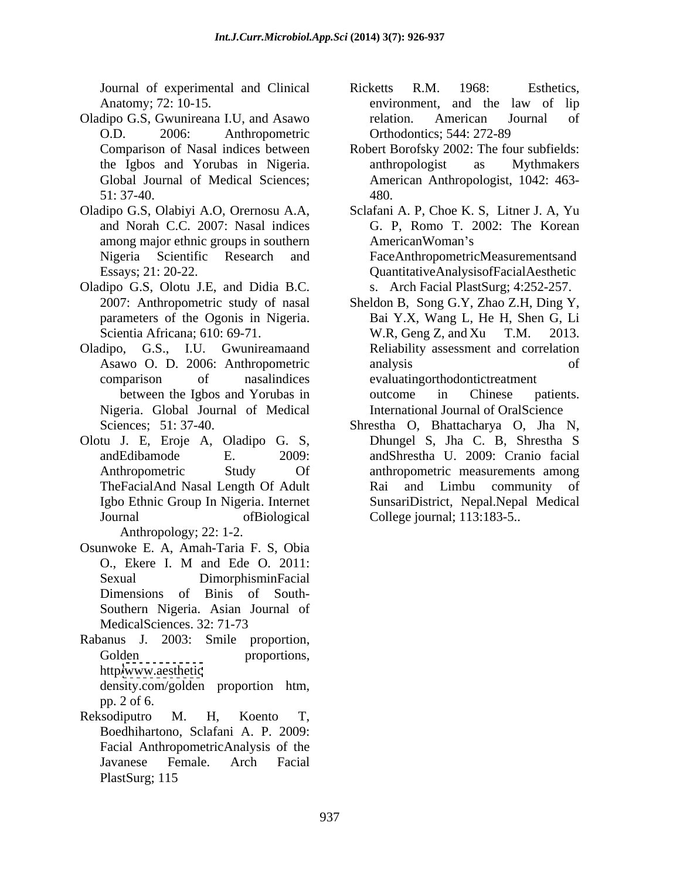Journal of experimental and Clinical Anatomy; 72: 10-15.

Oladipo G.S, Gwunireana I.U, and Asawo O.D. 2006: Anthropometric Comparison of Nasal indices between the Igbos and Yorubas in Nigeria. Global Journal of Medical Sciences; 51: 37-40.

Oladipo G.S, Olabiyi A.O, Orernosu A.A, and Norah C.C. 2007: Nasal indices among major ethnic groups in southern Nigeria Scientific Research and Essays; 21: 20-22.

Oladipo G.S, Olotu J.E, and Didia B.C. 2007: Anthropometric study of nasal parameters of the Ogonis in Nigeria. Scientia Africana; 610: 69-71.

Oladipo, G.S., I.U. Gwunireamaand Asawo O. D. 2006: Anthropometric comparison of nasalindices between the Igbos and Yorubas in Nigeria. Global Journal of Medical Sciences; 51: 37-40.

Olotu J. E, Eroje A, Oladipo G. S, andEdibamode E. 2009: Anthropometric Study Of TheFacialAnd Nasal Length Of Adult Igbo Ethnic Group In Nigeria. Internet Journal ofBiological Anthropology; 22: 1-2.

Osunwoke E. A, Amah-Taria F. S, Obia O., Ekere I. M and Ede O. 2011: Sexual DimorphisminFacial Dimensions of Binis of South-Southern Nigeria. Asian Journal of MedicalSciences. 32: 71-73

Rabanus J. 2003: Smile proportion, Golden proportions, http/www.aesthetic density.com/golden proportion htm, pp. 2 of 6.

Reksodiputro M. H, Koento T, Boedhihartono, Sclafani A. P. 2009: Facial AnthropometricAnalysis of the Javanese Female. Arch Facial PlastSurg; 115

Ricketts R.M. 1968: Esthetics, environment, and the law of lip relation. American Journal of Orthodontics; 544: 272-89

Robert Borofsky 2002: The four subfields: anthropologist as Mythmakers American Anthropologist, 1042: 463-480.

Sclafani A. P, Choe K. S, Litner J. A, Yu G. P, Romo T. 2002: The Korean AmericanWoman's FaceAnthropometricMeasurementsand QuantitativeAnalysisofFacialAesthetics. Arch Facial PlastSurg; 4:252-257.

Sheldon B, Song G.Y, Zhao Z.H, Ding Y, Bai Y.X, Wang L, He H, Shen G, Li W.R, Geng Z, and Xu T.M. 2013. Reliability assessment and correlation analysis of evaluatingorthodontictreatment outcome in Chinese patients. International Journal of OralScience

Shrestha O, Bhattacharya O, Jha N, Dhungel S, Jha C. B, Shrestha S andShrestha U. 2009: Cranio facial anthropometric measurements among Rai and Limbu community of SunsariDistrict, Nepal.Nepal Medical College journal; 113:183-5..